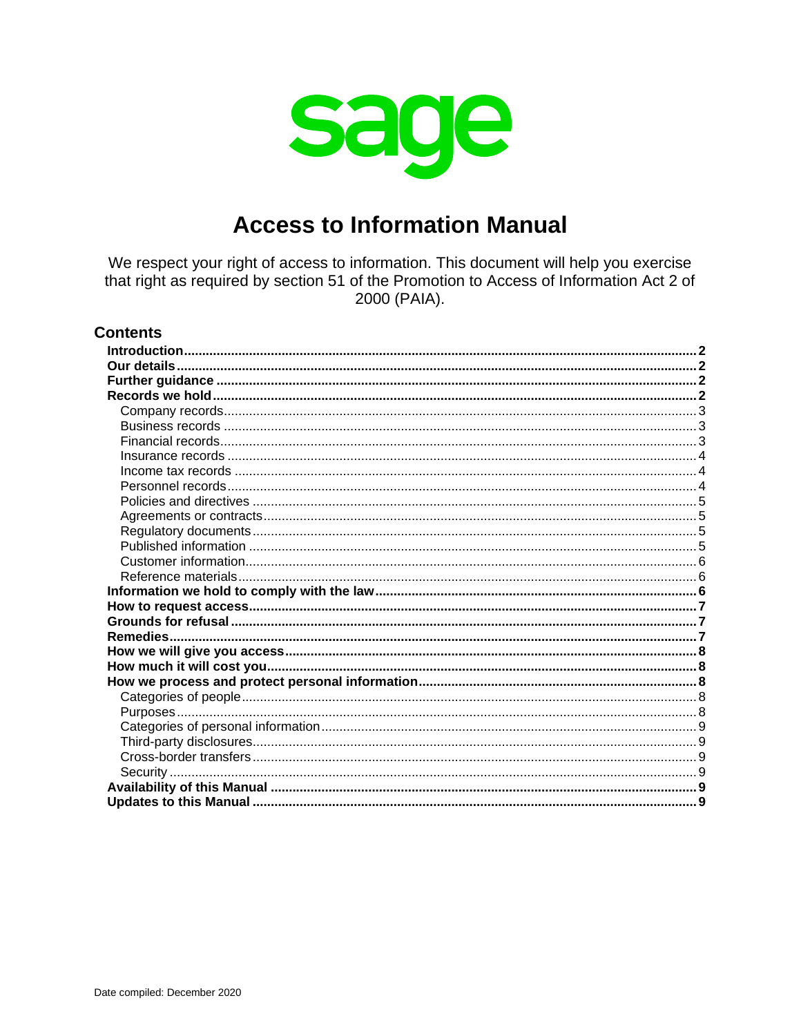sage

# Access to Information Manual

We respect your right of access to information. This document will help you exercise that right as required by section 51 of the Promotion to Access of Information Act 2 of 2000 (PAIA).

## Contents

- **Introduction** ........ **2**
- **Our details** ........ **2**
- **Further guidance** ........ **2**
- **Records we hold** ........ **2**
  - Company records ........ 3
  - Business records ........ 3
  - Financial records ........ 3
  - Insurance records ........ 4
  - Income tax records ........ 4
  - Personnel records ........ 4
  - Policies and directives ........ 5
  - Agreements or contracts ........ 5
  - Regulatory documents ........ 5
  - Published information ........ 5
  - Customer information ........ 6
  - Reference materials ........ 6
- **Information we hold to comply with the law** ........ **6**
- **How to request access** ........ **7**
- **Grounds for refusal** ........ **7**
- **Remedies** ........ **7**
- **How we will give you access** ........ **8**
- **How much it will cost you** ........ **8**
- **How we process and protect personal information** ........ **8**
  - Categories of people ........ 8
  - Purposes ........ 8
  - Categories of personal information ........ 9
  - Third-party disclosures ........ 9
  - Cross-border transfers ........ 9
  - Security ........ 9
- **Availability of this Manual** ........ **9**
- **Updates to this Manual** ........ **9**

Date compiled: December 2020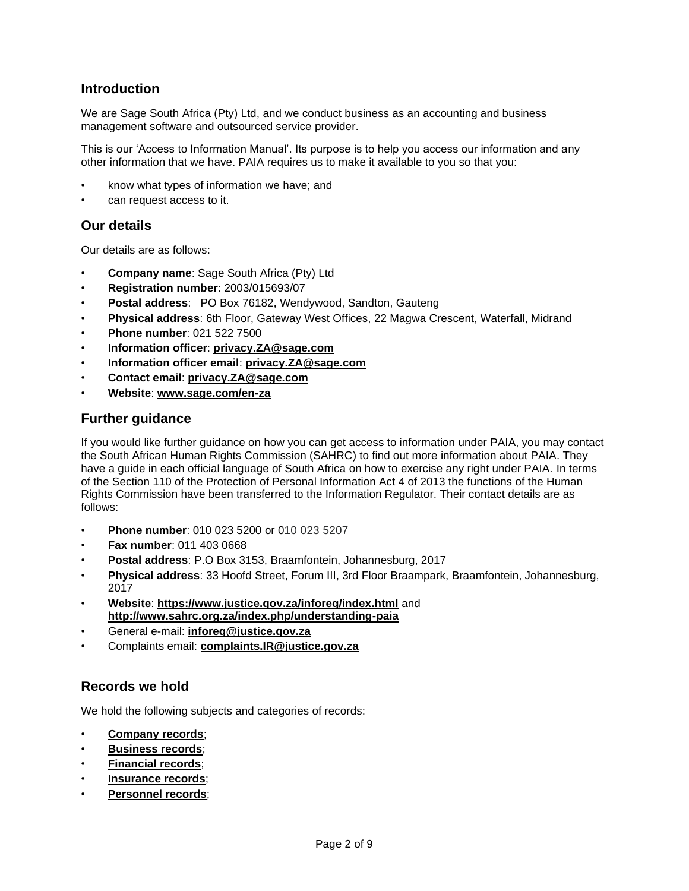## Introduction

We are Sage South Africa (Pty) Ltd, and we conduct business as an accounting and business management software and outsourced service provider.

This is our 'Access to Information Manual'. Its purpose is to help you access our information and any other information that we have. PAIA requires us to make it available to you so that you:

- know what types of information we have; and
- can request access to it.

## Our details

Our details are as follows:

- **Company name**: Sage South Africa (Pty) Ltd
- **Registration number**: 2003/015693/07
- **Postal address**: PO Box 76182, Wendywood, Sandton, Gauteng
- **Physical address**: 6th Floor, Gateway West Offices, 22 Magwa Crescent, Waterfall, Midrand
- **Phone number**: 021 522 7500
- **Information officer**: **privacy.ZA@sage.com**
- **Information officer email**: **privacy.ZA@sage.com**
- **Contact email**: **privacy.ZA@sage.com**
- **Website**: **www.sage.com/en-za**

## Further guidance

If you would like further guidance on how you can get access to information under PAIA, you may contact the South African Human Rights Commission (SAHRC) to find out more information about PAIA. They have a guide in each official language of South Africa on how to exercise any right under PAIA. In terms of the Section 110 of the Protection of Personal Information Act 4 of 2013 the functions of the Human Rights Commission have been transferred to the Information Regulator. Their contact details are as follows:

- **Phone number**: 010 023 5200 or 010 023 5207
- **Fax number**: 011 403 0668
- **Postal address**: P.O Box 3153, Braamfontein, Johannesburg, 2017
- **Physical address**: 33 Hoofd Street, Forum III, 3rd Floor Braampark, Braamfontein, Johannesburg, 2017
- **Website**: **https://www.justice.gov.za/inforeg/index.html** and **http://www.sahrc.org.za/index.php/understanding-paia**
- General e-mail: **inforeg@justice.gov.za**
- Complaints email: **complaints.IR@justice.gov.za**

## Records we hold

We hold the following subjects and categories of records:

- **Company records**;
- **Business records**;
- **Financial records**;
- **Insurance records**;
- **Personnel records**;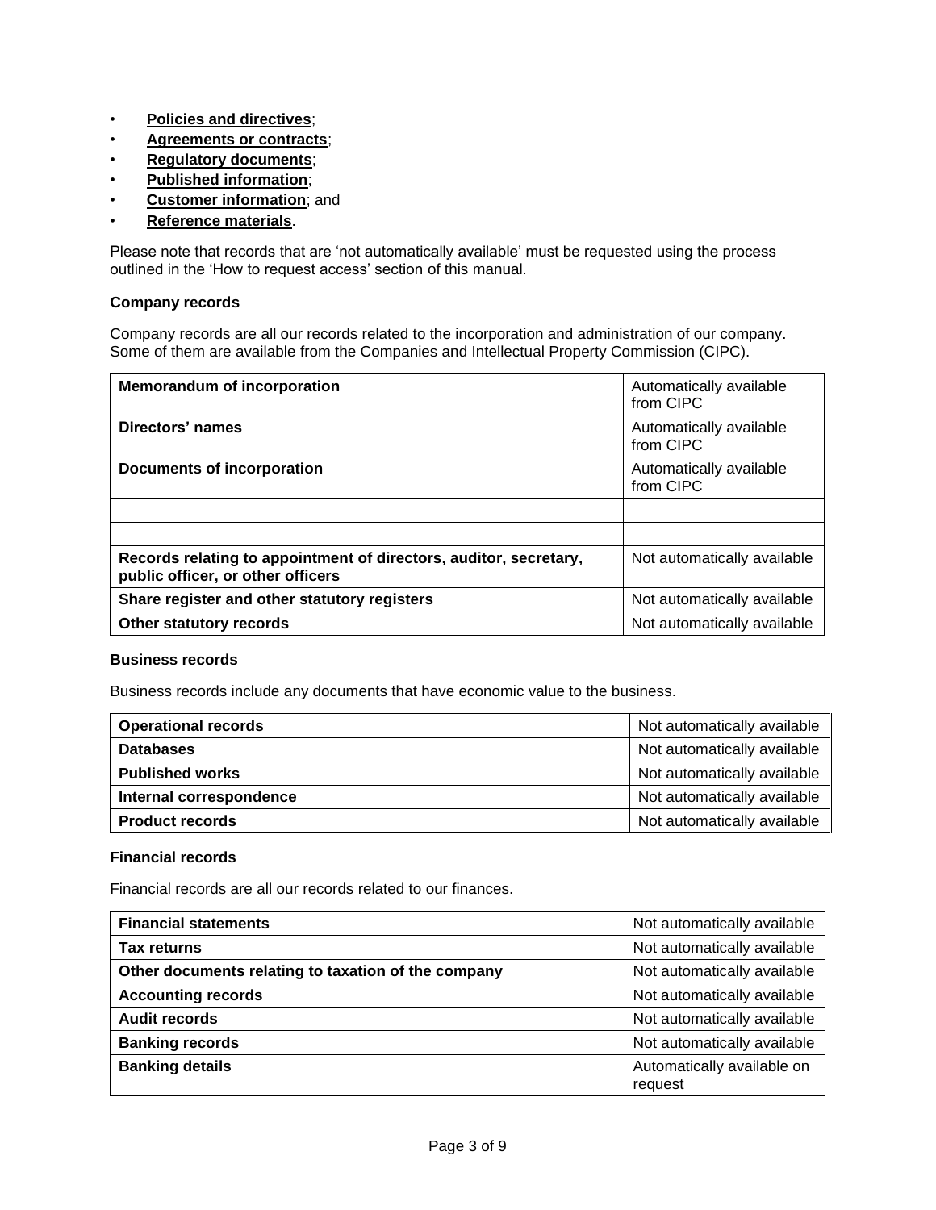- **Policies and directives**;
- **Agreements or contracts**;
- **Regulatory documents**;
- **Published information**;
- **Customer information**; and
- **Reference materials**.

Please note that records that are 'not automatically available' must be requested using the process outlined in the 'How to request access' section of this manual.

**Company records**

Company records are all our records related to the incorporation and administration of our company. Some of them are available from the Companies and Intellectual Property Commission (CIPC).

| | |
|---|---|
| **Memorandum of incorporation** | Automatically available from CIPC |
| **Directors' names** | Automatically available from CIPC |
| **Documents of incorporation** | Automatically available from CIPC |
| | |
| | |
| **Records relating to appointment of directors, auditor, secretary, public officer, or other officers** | Not automatically available |
| **Share register and other statutory registers** | Not automatically available |
| **Other statutory records** | Not automatically available |

**Business records**

Business records include any documents that have economic value to the business.

| | |
|---|---|
| **Operational records** | Not automatically available |
| **Databases** | Not automatically available |
| **Published works** | Not automatically available |
| **Internal correspondence** | Not automatically available |
| **Product records** | Not automatically available |

**Financial records**

Financial records are all our records related to our finances.

| | |
|---|---|
| **Financial statements** | Not automatically available |
| **Tax returns** | Not automatically available |
| **Other documents relating to taxation of the company** | Not automatically available |
| **Accounting records** | Not automatically available |
| **Audit records** | Not automatically available |
| **Banking records** | Not automatically available |
| **Banking details** | Automatically available on request |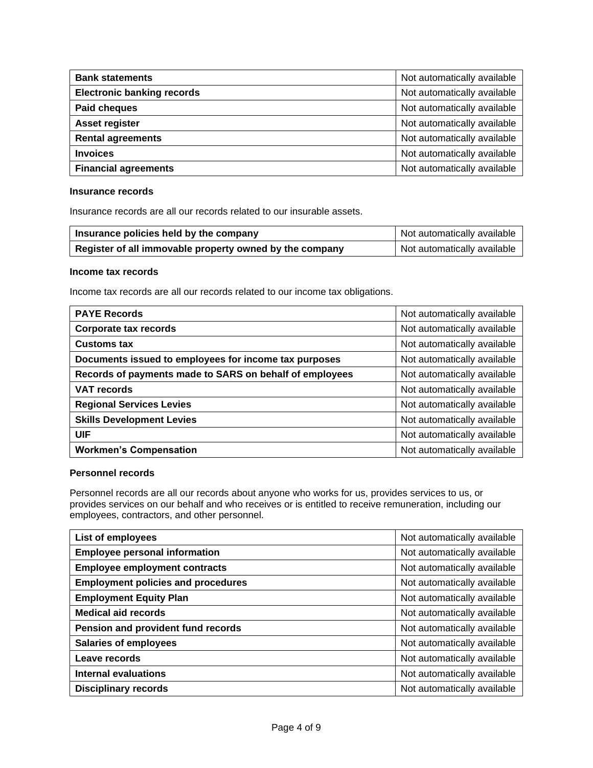| Bank statements | Not automatically available |
|---|---|
| **Electronic banking records** | Not automatically available |
| **Paid cheques** | Not automatically available |
| **Asset register** | Not automatically available |
| **Rental agreements** | Not automatically available |
| **Invoices** | Not automatically available |
| **Financial agreements** | Not automatically available |

#### Insurance records

Insurance records are all our records related to our insurable assets.

| Insurance policies held by the company | Not automatically available |
|---|---|
| **Register of all immovable property owned by the company** | Not automatically available |

#### Income tax records

Income tax records are all our records related to our income tax obligations.

| PAYE Records | Not automatically available |
|---|---|
| **Corporate tax records** | Not automatically available |
| **Customs tax** | Not automatically available |
| **Documents issued to employees for income tax purposes** | Not automatically available |
| **Records of payments made to SARS on behalf of employees** | Not automatically available |
| **VAT records** | Not automatically available |
| **Regional Services Levies** | Not automatically available |
| **Skills Development Levies** | Not automatically available |
| **UIF** | Not automatically available |
| **Workmen's Compensation** | Not automatically available |

#### Personnel records

Personnel records are all our records about anyone who works for us, provides services to us, or provides services on our behalf and who receives or is entitled to receive remuneration, including our employees, contractors, and other personnel.

| List of employees | Not automatically available |
|---|---|
| **Employee personal information** | Not automatically available |
| **Employee employment contracts** | Not automatically available |
| **Employment policies and procedures** | Not automatically available |
| **Employment Equity Plan** | Not automatically available |
| **Medical aid records** | Not automatically available |
| **Pension and provident fund records** | Not automatically available |
| **Salaries of employees** | Not automatically available |
| **Leave records** | Not automatically available |
| **Internal evaluations** | Not automatically available |
| **Disciplinary records** | Not automatically available |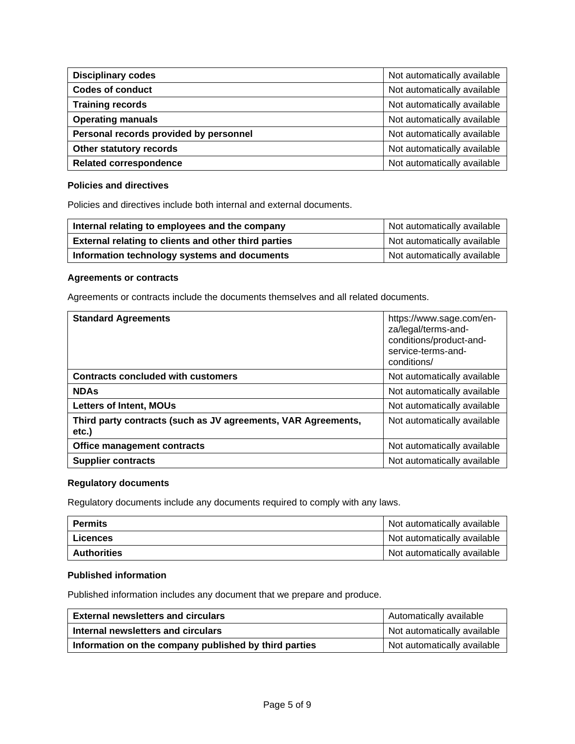| Disciplinary codes | Not automatically available |
|---|---|
| **Codes of conduct** | Not automatically available |
| **Training records** | Not automatically available |
| **Operating manuals** | Not automatically available |
| **Personal records provided by personnel** | Not automatically available |
| **Other statutory records** | Not automatically available |
| **Related correspondence** | Not automatically available |

#### Policies and directives

Policies and directives include both internal and external documents.

| Internal relating to employees and the company | Not automatically available |
|---|---|
| **External relating to clients and other third parties** | Not automatically available |
| **Information technology systems and documents** | Not automatically available |

#### Agreements or contracts

Agreements or contracts include the documents themselves and all related documents.

| Standard Agreements | https://www.sage.com/en-za/legal/terms-and-conditions/product-and-service-terms-and-conditions/ |
|---|---|
| **Contracts concluded with customers** | Not automatically available |
| **NDAs** | Not automatically available |
| **Letters of Intent, MOUs** | Not automatically available |
| **Third party contracts (such as JV agreements, VAR Agreements, etc.)** | Not automatically available |
| **Office management contracts** | Not automatically available |
| **Supplier contracts** | Not automatically available |

#### Regulatory documents

Regulatory documents include any documents required to comply with any laws.

| Permits | Not automatically available |
|---|---|
| **Licences** | Not automatically available |
| **Authorities** | Not automatically available |

#### Published information

Published information includes any document that we prepare and produce.

| External newsletters and circulars | Automatically available |
|---|---|
| **Internal newsletters and circulars** | Not automatically available |
| **Information on the company published by third parties** | Not automatically available |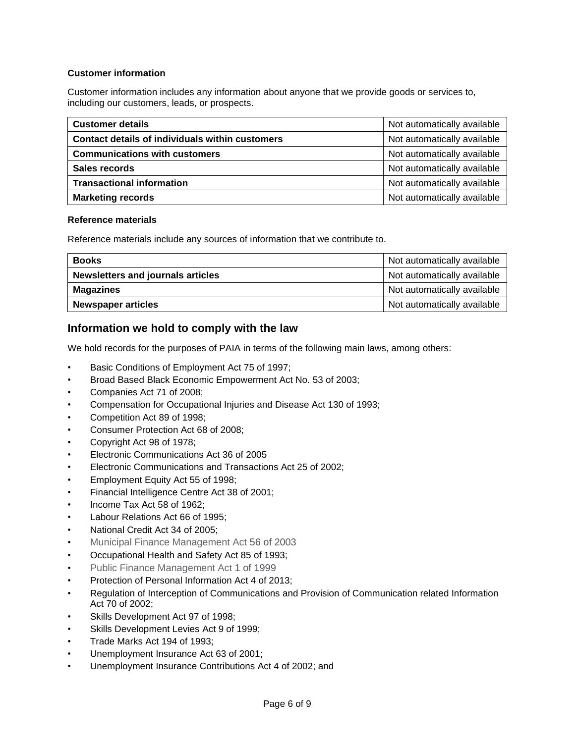### Customer information

Customer information includes any information about anyone that we provide goods or services to, including our customers, leads, or prospects.

| | |
|---|---|
| **Customer details** | Not automatically available |
| **Contact details of individuals within customers** | Not automatically available |
| **Communications with customers** | Not automatically available |
| **Sales records** | Not automatically available |
| **Transactional information** | Not automatically available |
| **Marketing records** | Not automatically available |

### Reference materials

Reference materials include any sources of information that we contribute to.

| | |
|---|---|
| **Books** | Not automatically available |
| **Newsletters and journals articles** | Not automatically available |
| **Magazines** | Not automatically available |
| **Newspaper articles** | Not automatically available |

## Information we hold to comply with the law

We hold records for the purposes of PAIA in terms of the following main laws, among others:

- Basic Conditions of Employment Act 75 of 1997;
- Broad Based Black Economic Empowerment Act No. 53 of 2003;
- Companies Act 71 of 2008;
- Compensation for Occupational Injuries and Disease Act 130 of 1993;
- Competition Act 89 of 1998;
- Consumer Protection Act 68 of 2008;
- Copyright Act 98 of 1978;
- Electronic Communications Act 36 of 2005
- Electronic Communications and Transactions Act 25 of 2002;
- Employment Equity Act 55 of 1998;
- Financial Intelligence Centre Act 38 of 2001;
- Income Tax Act 58 of 1962;
- Labour Relations Act 66 of 1995;
- National Credit Act 34 of 2005;
- Municipal Finance Management Act 56 of 2003
- Occupational Health and Safety Act 85 of 1993;
- Public Finance Management Act 1 of 1999
- Protection of Personal Information Act 4 of 2013;
- Regulation of Interception of Communications and Provision of Communication related Information Act 70 of 2002;
- Skills Development Act 97 of 1998;
- Skills Development Levies Act 9 of 1999;
- Trade Marks Act 194 of 1993;
- Unemployment Insurance Act 63 of 2001;
- Unemployment Insurance Contributions Act 4 of 2002; and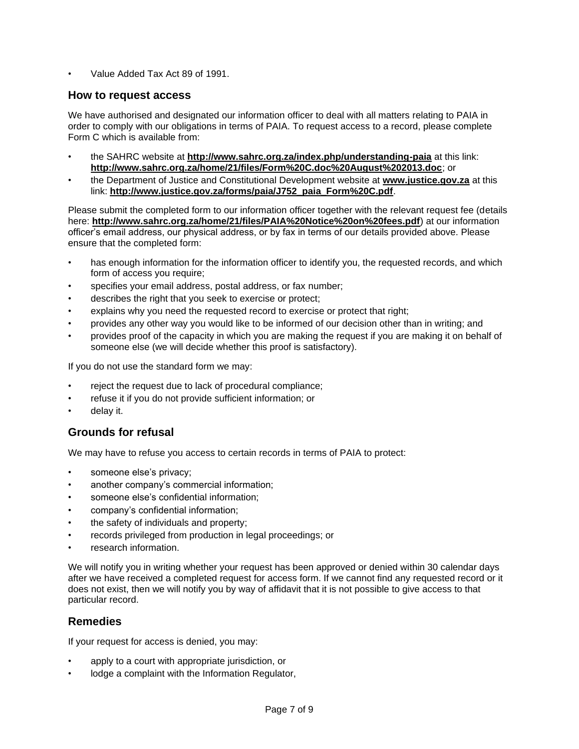- Value Added Tax Act 89 of 1991.

## How to request access

We have authorised and designated our information officer to deal with all matters relating to PAIA in order to comply with our obligations in terms of PAIA. To request access to a record, please complete Form C which is available from:

- the SAHRC website at **http://www.sahrc.org.za/index.php/understanding-paia** at this link: **http://www.sahrc.org.za/home/21/files/Form%20C.doc%20August%202013.doc**; or
- the Department of Justice and Constitutional Development website at **www.justice.gov.za** at this link: **http://www.justice.gov.za/forms/paia/J752_paia_Form%20C.pdf**.

Please submit the completed form to our information officer together with the relevant request fee (details here: **http://www.sahrc.org.za/home/21/files/PAIA%20Notice%20on%20fees.pdf**) at our information officer's email address, our physical address, or by fax in terms of our details provided above. Please ensure that the completed form:

- has enough information for the information officer to identify you, the requested records, and which form of access you require;
- specifies your email address, postal address, or fax number;
- describes the right that you seek to exercise or protect;
- explains why you need the requested record to exercise or protect that right;
- provides any other way you would like to be informed of our decision other than in writing; and
- provides proof of the capacity in which you are making the request if you are making it on behalf of someone else (we will decide whether this proof is satisfactory).

If you do not use the standard form we may:

- reject the request due to lack of procedural compliance;
- refuse it if you do not provide sufficient information; or
- delay it.

## Grounds for refusal

We may have to refuse you access to certain records in terms of PAIA to protect:

- someone else's privacy;
- another company's commercial information;
- someone else's confidential information;
- company's confidential information;
- the safety of individuals and property;
- records privileged from production in legal proceedings; or
- research information.

We will notify you in writing whether your request has been approved or denied within 30 calendar days after we have received a completed request for access form. If we cannot find any requested record or it does not exist, then we will notify you by way of affidavit that it is not possible to give access to that particular record.

## Remedies

If your request for access is denied, you may:

- apply to a court with appropriate jurisdiction, or
- lodge a complaint with the Information Regulator,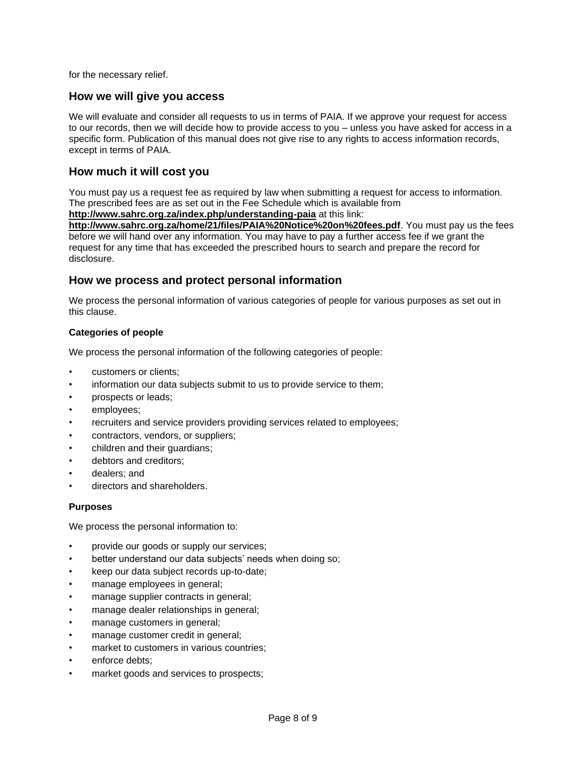for the necessary relief.

## How we will give you access

We will evaluate and consider all requests to us in terms of PAIA. If we approve your request for access to our records, then we will decide how to provide access to you – unless you have asked for access in a specific form. Publication of this manual does not give rise to any rights to access information records, except in terms of PAIA.

## How much it will cost you

You must pay us a request fee as required by law when submitting a request for access to information. The prescribed fees are as set out in the Fee Schedule which is available from **http://www.sahrc.org.za/index.php/understanding-paia** at this link: **http://www.sahrc.org.za/home/21/files/PAIA%20Notice%20on%20fees.pdf**. You must pay us the fees before we will hand over any information. You may have to pay a further access fee if we grant the request for any time that has exceeded the prescribed hours to search and prepare the record for disclosure.

## How we process and protect personal information

We process the personal information of various categories of people for various purposes as set out in this clause.

### Categories of people

We process the personal information of the following categories of people:

- customers or clients;
- information our data subjects submit to us to provide service to them;
- prospects or leads;
- employees;
- recruiters and service providers providing services related to employees;
- contractors, vendors, or suppliers;
- children and their guardians;
- debtors and creditors;
- dealers; and
- directors and shareholders.

### Purposes

We process the personal information to:

- provide our goods or supply our services;
- better understand our data subjects' needs when doing so;
- keep our data subject records up-to-date;
- manage employees in general;
- manage supplier contracts in general;
- manage dealer relationships in general;
- manage customers in general;
- manage customer credit in general;
- market to customers in various countries;
- enforce debts;
- market goods and services to prospects;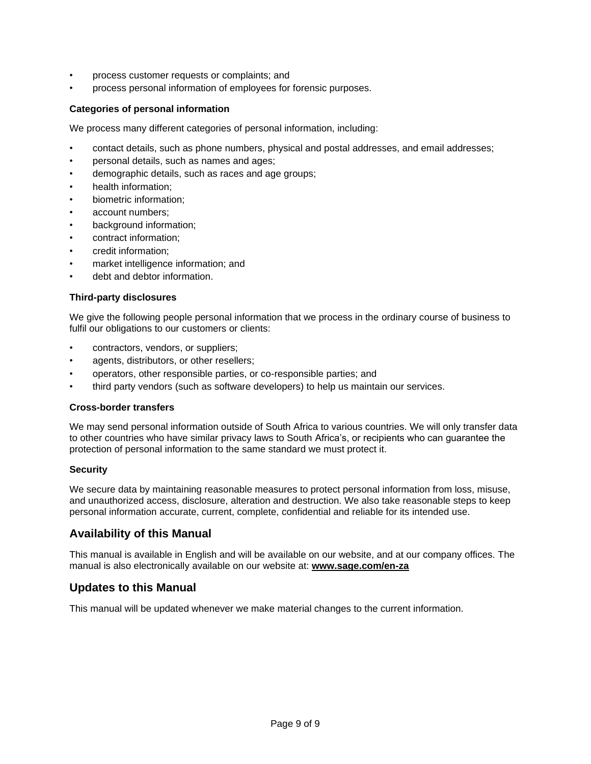- process customer requests or complaints; and
- process personal information of employees for forensic purposes.

**Categories of personal information**

We process many different categories of personal information, including:

- contact details, such as phone numbers, physical and postal addresses, and email addresses;
- personal details, such as names and ages;
- demographic details, such as races and age groups;
- health information;
- biometric information;
- account numbers;
- background information;
- contract information;
- credit information;
- market intelligence information; and
- debt and debtor information.

**Third-party disclosures**

We give the following people personal information that we process in the ordinary course of business to fulfil our obligations to our customers or clients:

- contractors, vendors, or suppliers;
- agents, distributors, or other resellers;
- operators, other responsible parties, or co-responsible parties; and
- third party vendors (such as software developers) to help us maintain our services.

**Cross-border transfers**

We may send personal information outside of South Africa to various countries. We will only transfer data to other countries who have similar privacy laws to South Africa's, or recipients who can guarantee the protection of personal information to the same standard we must protect it.

**Security**

We secure data by maintaining reasonable measures to protect personal information from loss, misuse, and unauthorized access, disclosure, alteration and destruction. We also take reasonable steps to keep personal information accurate, current, complete, confidential and reliable for its intended use.

## Availability of this Manual

This manual is available in English and will be available on our website, and at our company offices. The manual is also electronically available on our website at: **www.sage.com/en-za**

## Updates to this Manual

This manual will be updated whenever we make material changes to the current information.